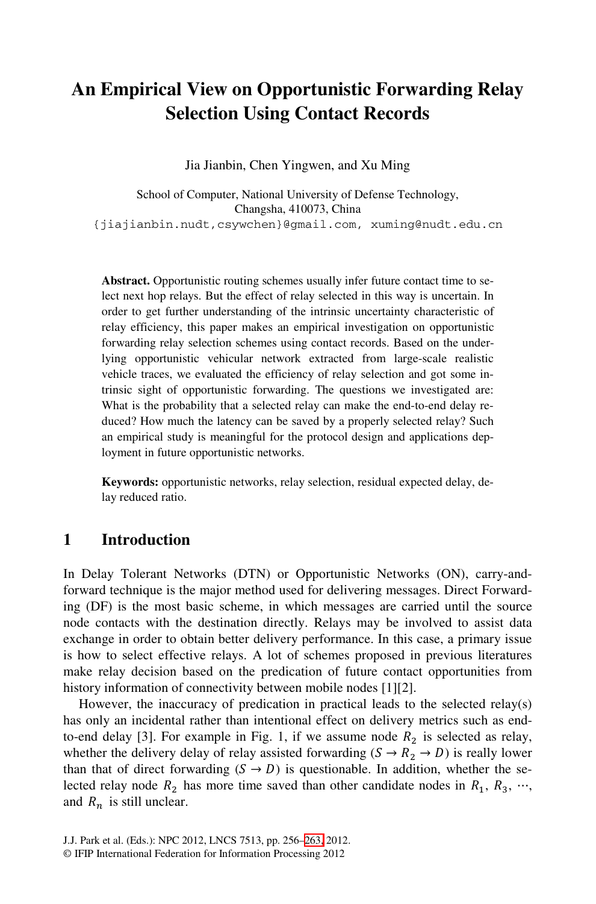# An Empirical View on Opportunistic Forwarding Relay Selection Using Contact Records

Jia Jianbin, Chen Yingwen, and Xu Ming

School of Computer, National University of Defense Technology,
Changsha, 410073, China
{jiajianbin.nudt,csywchen}@gmail.com, xuming@nudt.edu.cn

**Abstract.** Opportunistic routing schemes usually infer future contact time to select next hop relays. But the effect of relay selected in this way is uncertain. In order to get further understanding of the intrinsic uncertainty characteristic of relay efficiency, this paper makes an empirical investigation on opportunistic forwarding relay selection schemes using contact records. Based on the underlying opportunistic vehicular network extracted from large-scale realistic vehicle traces, we evaluated the efficiency of relay selection and got some intrinsic sight of opportunistic forwarding. The questions we investigated are: What is the probability that a selected relay can make the end-to-end delay reduced? How much the latency can be saved by a properly selected relay? Such an empirical study is meaningful for the protocol design and applications deployment in future opportunistic networks.

**Keywords:** opportunistic networks, relay selection, residual expected delay, delay reduced ratio.

## 1 Introduction

In Delay Tolerant Networks (DTN) or Opportunistic Networks (ON), carry-and-forward technique is the major method used for delivering messages. Direct Forwarding (DF) is the most basic scheme, in which messages are carried until the source node contacts with the destination directly. Relays may be involved to assist data exchange in order to obtain better delivery performance. In this case, a primary issue is how to select effective relays. A lot of schemes proposed in previous literatures make relay decision based on the predication of future contact opportunities from history information of connectivity between mobile nodes [1][2].

However, the inaccuracy of predication in practical leads to the selected relay(s) has only an incidental rather than intentional effect on delivery metrics such as end-to-end delay [3]. For example in Fig. 1, if we assume node $R_2$ is selected as relay, whether the delivery delay of relay assisted forwarding ($S \rightarrow R_2 \rightarrow D$) is really lower than that of direct forwarding ($S \rightarrow D$) is questionable. In addition, whether the selected relay node $R_2$ has more time saved than other candidate nodes in $R_1$, $R_3$, $\cdots$, and $R_n$ is still unclear.

J.J. Park et al. (Eds.): NPC 2012, LNCS 7513, pp. 256–263, 2012.
© IFIP International Federation for Information Processing 2012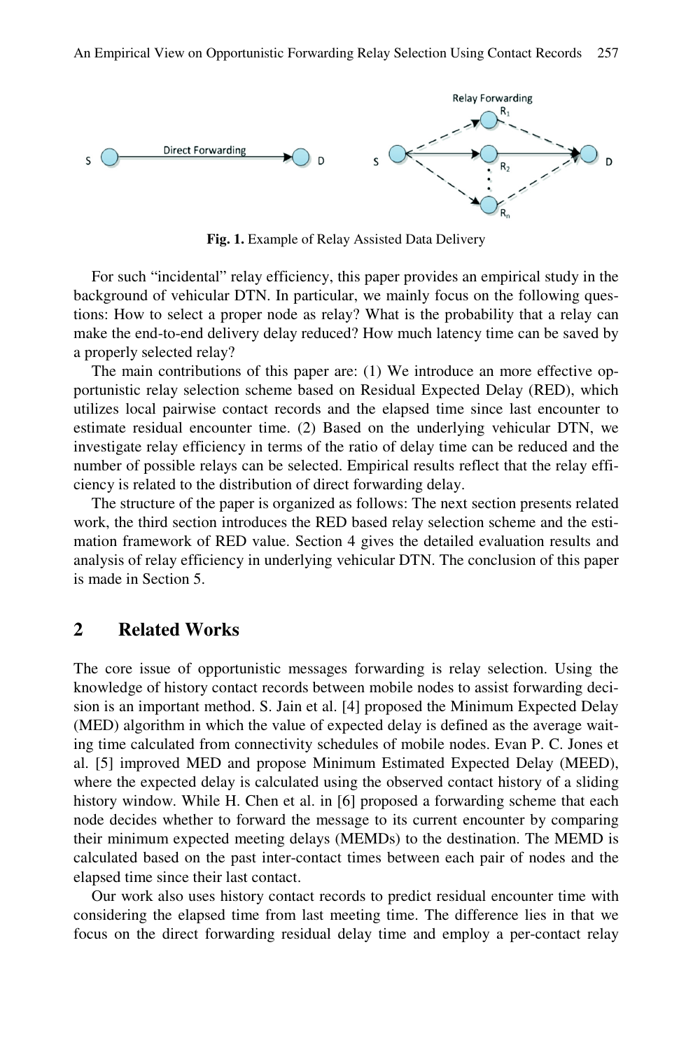Fig. 1. Example of Relay Assisted Data Delivery

For such "incidental" relay efficiency, this paper provides an empirical study in the background of vehicular DTN. In particular, we mainly focus on the following questions: How to select a proper node as relay? What is the probability that a relay can make the end-to-end delivery delay reduced? How much latency time can be saved by a properly selected relay?

The main contributions of this paper are: (1) We introduce an more effective opportunistic relay selection scheme based on Residual Expected Delay (RED), which utilizes local pairwise contact records and the elapsed time since last encounter to estimate residual encounter time. (2) Based on the underlying vehicular DTN, we investigate relay efficiency in terms of the ratio of delay time can be reduced and the number of possible relays can be selected. Empirical results reflect that the relay efficiency is related to the distribution of direct forwarding delay.

The structure of the paper is organized as follows: The next section presents related work, the third section introduces the RED based relay selection scheme and the estimation framework of RED value. Section 4 gives the detailed evaluation results and analysis of relay efficiency in underlying vehicular DTN. The conclusion of this paper is made in Section 5.

## 2 Related Works

The core issue of opportunistic messages forwarding is relay selection. Using the knowledge of history contact records between mobile nodes to assist forwarding decision is an important method. S. Jain et al. [4] proposed the Minimum Expected Delay (MED) algorithm in which the value of expected delay is defined as the average waiting time calculated from connectivity schedules of mobile nodes. Evan P. C. Jones et al. [5] improved MED and propose Minimum Estimated Expected Delay (MEED), where the expected delay is calculated using the observed contact history of a sliding history window. While H. Chen et al. in [6] proposed a forwarding scheme that each node decides whether to forward the message to its current encounter by comparing their minimum expected meeting delays (MEMDs) to the destination. The MEMD is calculated based on the past inter-contact times between each pair of nodes and the elapsed time since their last contact.

Our work also uses history contact records to predict residual encounter time with considering the elapsed time from last meeting time. The difference lies in that we focus on the direct forwarding residual delay time and employ a per-contact relay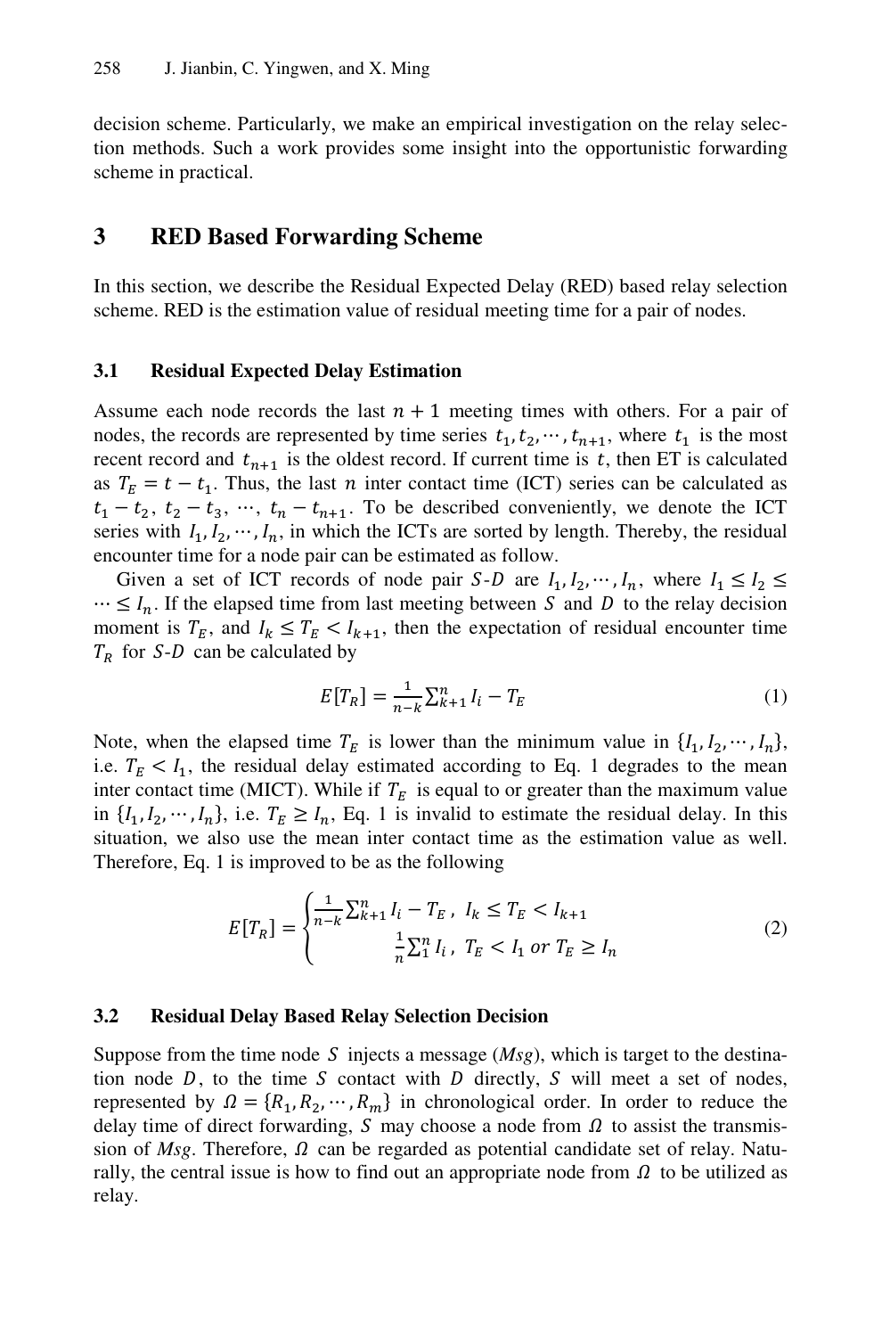decision scheme. Particularly, we make an empirical investigation on the relay selection methods. Such a work provides some insight into the opportunistic forwarding scheme in practical.

## 3 RED Based Forwarding Scheme

In this section, we describe the Residual Expected Delay (RED) based relay selection scheme. RED is the estimation value of residual meeting time for a pair of nodes.

### 3.1 Residual Expected Delay Estimation

Assume each node records the last $n+1$ meeting times with others. For a pair of nodes, the records are represented by time series $t_1, t_2, \cdots, t_{n+1}$, where $t_1$ is the most recent record and $t_{n+1}$ is the oldest record. If current time is $t$, then ET is calculated as $T_E = t - t_1$. Thus, the last $n$ inter contact time (ICT) series can be calculated as $t_1 - t_2,\ t_2 - t_3,\ \cdots,\ t_n - t_{n+1}$. To be described conveniently, we denote the ICT series with $I_1, I_2, \cdots, I_n$, in which the ICTs are sorted by length. Thereby, the residual encounter time for a node pair can be estimated as follow.

Given a set of ICT records of node pair $S$-$D$ are $I_1, I_2, \cdots, I_n$, where $I_1 \le I_2 \le \cdots \le I_n$. If the elapsed time from last meeting between $S$ and $D$ to the relay decision moment is $T_E$, and $I_k \le T_E < I_{k+1}$, then the expectation of residual encounter time $T_R$ for $S$-$D$ can be calculated by

$$E[T_R] = \frac{1}{n-k}\sum_{k+1}^{n} I_i - T_E \tag{1}$$

Note, when the elapsed time $T_E$ is lower than the minimum value in $\{I_1, I_2, \cdots, I_n\}$, i.e. $T_E < I_1$, the residual delay estimated according to Eq. 1 degrades to the mean inter contact time (MICT). While if $T_E$ is equal to or greater than the maximum value in $\{I_1, I_2, \cdots, I_n\}$, i.e. $T_E \ge I_n$, Eq. 1 is invalid to estimate the residual delay. In this situation, we also use the mean inter contact time as the estimation value as well. Therefore, Eq. 1 is improved to be as the following

$$E[T_R] = \begin{cases} \frac{1}{n-k}\sum_{k+1}^{n} I_i - T_E\ ,\ I_k \le T_E < I_{k+1} \\ \frac{1}{n}\sum_{1}^{n} I_i\ ,\ T_E < I_1 \text{ or } T_E \ge I_n \end{cases} \tag{2}$$

### 3.2 Residual Delay Based Relay Selection Decision

Suppose from the time node $S$ injects a message (*Msg*), which is target to the destination node $D$, to the time $S$ contact with $D$ directly, $S$ will meet a set of nodes, represented by $\Omega = \{R_1, R_2, \cdots, R_m\}$ in chronological order. In order to reduce the delay time of direct forwarding, $S$ may choose a node from $\Omega$ to assist the transmission of *Msg*. Therefore, $\Omega$ can be regarded as potential candidate set of relay. Naturally, the central issue is how to find out an appropriate node from $\Omega$ to be utilized as relay.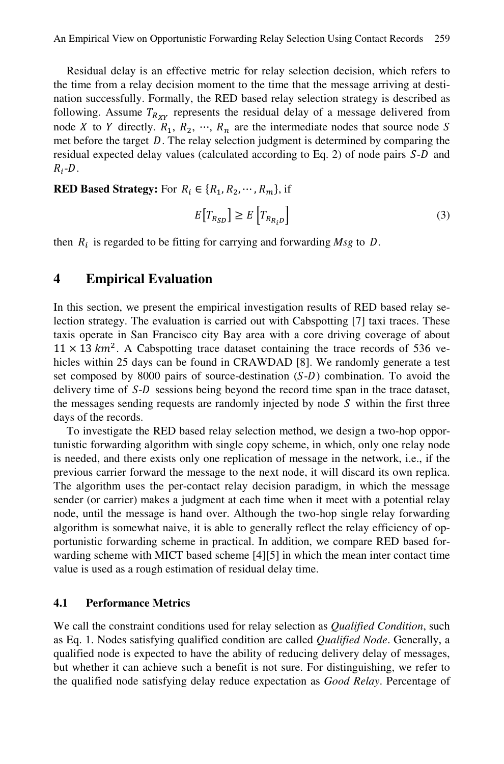Residual delay is an effective metric for relay selection decision, which refers to the time from a relay decision moment to the time that the message arriving at destination successfully. Formally, the RED based relay selection strategy is described as following. Assume $T_{R_{XY}}$ represents the residual delay of a message delivered from node $X$ to $Y$ directly. $R_1$, $R_2$, $\cdots$, $R_n$ are the intermediate nodes that source node $S$ met before the target $D$. The relay selection judgment is determined by comparing the residual expected delay values (calculated according to Eq. 2) of node pairs $S$-$D$ and $R_i$-$D$.

**RED Based Strategy:** For $R_i \in \{R_1, R_2, \cdots, R_m\}$, if

$$E\left[T_{R_{SD}}\right] \geq E\left[T_{R_{R_iD}}\right] \tag{3}$$

then $R_i$ is regarded to be fitting for carrying and forwarding *Msg* to $D$.

## 4 Empirical Evaluation

In this section, we present the empirical investigation results of RED based relay selection strategy. The evaluation is carried out with Cabspotting [7] taxi traces. These taxis operate in San Francisco city Bay area with a core driving coverage of about $11 \times 13\ km^2$. A Cabspotting trace dataset containing the trace records of 536 vehicles within 25 days can be found in CRAWDAD [8]. We randomly generate a test set composed by 8000 pairs of source-destination ($S$-$D$) combination. To avoid the delivery time of $S$-$D$ sessions being beyond the record time span in the trace dataset, the messages sending requests are randomly injected by node $S$ within the first three days of the records.

To investigate the RED based relay selection method, we design a two-hop opportunistic forwarding algorithm with single copy scheme, in which, only one relay node is needed, and there exists only one replication of message in the network, i.e., if the previous carrier forward the message to the next node, it will discard its own replica. The algorithm uses the per-contact relay decision paradigm, in which the message sender (or carrier) makes a judgment at each time when it meet with a potential relay node, until the message is hand over. Although the two-hop single relay forwarding algorithm is somewhat naive, it is able to generally reflect the relay efficiency of opportunistic forwarding scheme in practical. In addition, we compare RED based forwarding scheme with MICT based scheme [4][5] in which the mean inter contact time value is used as a rough estimation of residual delay time.

### 4.1 Performance Metrics

We call the constraint conditions used for relay selection as *Qualified Condition*, such as Eq. 1. Nodes satisfying qualified condition are called *Qualified Node*. Generally, a qualified node is expected to have the ability of reducing delivery delay of messages, but whether it can achieve such a benefit is not sure. For distinguishing, we refer to the qualified node satisfying delay reduce expectation as *Good Relay*. Percentage of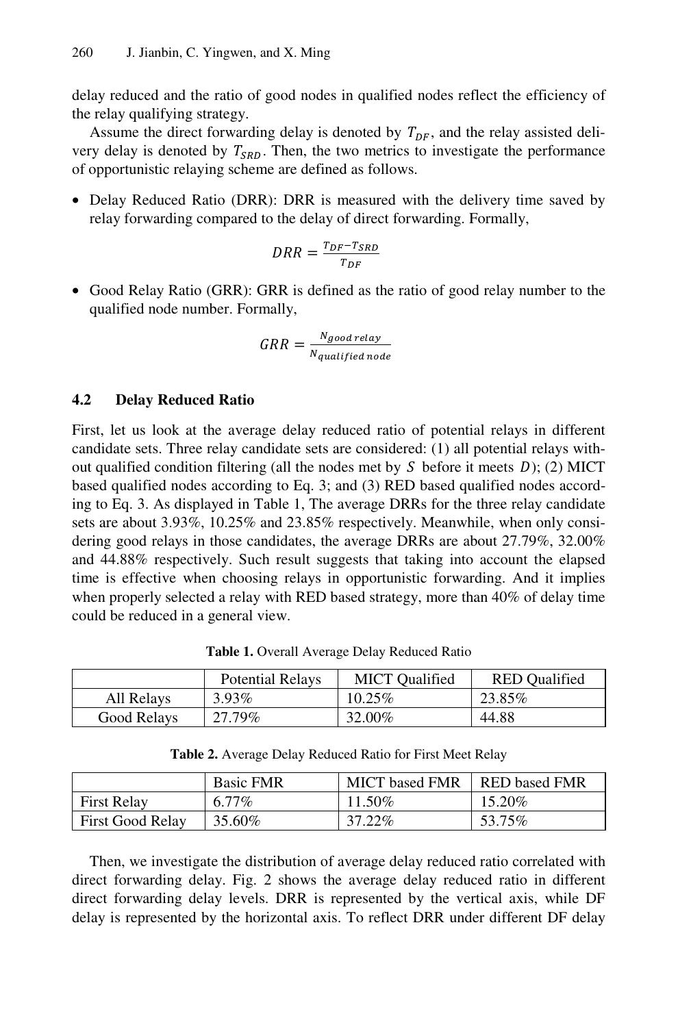delay reduced and the ratio of good nodes in qualified nodes reflect the efficiency of the relay qualifying strategy.

Assume the direct forwarding delay is denoted by $T_{DF}$, and the relay assisted delivery delay is denoted by $T_{SRD}$. Then, the two metrics to investigate the performance of opportunistic relaying scheme are defined as follows.

- Delay Reduced Ratio (DRR): DRR is measured with the delivery time saved by relay forwarding compared to the delay of direct forwarding. Formally,

$$DRR = \frac{T_{DF} - T_{SRD}}{T_{DF}}$$

- Good Relay Ratio (GRR): GRR is defined as the ratio of good relay number to the qualified node number. Formally,

$$GRR = \frac{N_{good\ relay}}{N_{qualified\ node}}$$

### 4.2 Delay Reduced Ratio

First, let us look at the average delay reduced ratio of potential relays in different candidate sets. Three relay candidate sets are considered: (1) all potential relays without qualified condition filtering (all the nodes met by $S$ before it meets $D$); (2) MICT based qualified nodes according to Eq. 3; and (3) RED based qualified nodes according to Eq. 3. As displayed in Table 1, The average DRRs for the three relay candidate sets are about 3.93%, 10.25% and 23.85% respectively. Meanwhile, when only considering good relays in those candidates, the average DRRs are about 27.79%, 32.00% and 44.88% respectively. Such result suggests that taking into account the elapsed time is effective when choosing relays in opportunistic forwarding. And it implies when properly selected a relay with RED based strategy, more than 40% of delay time could be reduced in a general view.

**Table 1.** Overall Average Delay Reduced Ratio

| | Potential Relays | MICT Qualified | RED Qualified |
|---|---|---|---|
| All Relays | 3.93% | 10.25% | 23.85% |
| Good Relays | 27.79% | 32.00% | 44.88 |

**Table 2.** Average Delay Reduced Ratio for First Meet Relay

| | Basic FMR | MICT based FMR | RED based FMR |
|---|---|---|---|
| First Relay | 6.77% | 11.50% | 15.20% |
| First Good Relay | 35.60% | 37.22% | 53.75% |

Then, we investigate the distribution of average delay reduced ratio correlated with direct forwarding delay. Fig. 2 shows the average delay reduced ratio in different direct forwarding delay levels. DRR is represented by the vertical axis, while DF delay is represented by the horizontal axis. To reflect DRR under different DF delay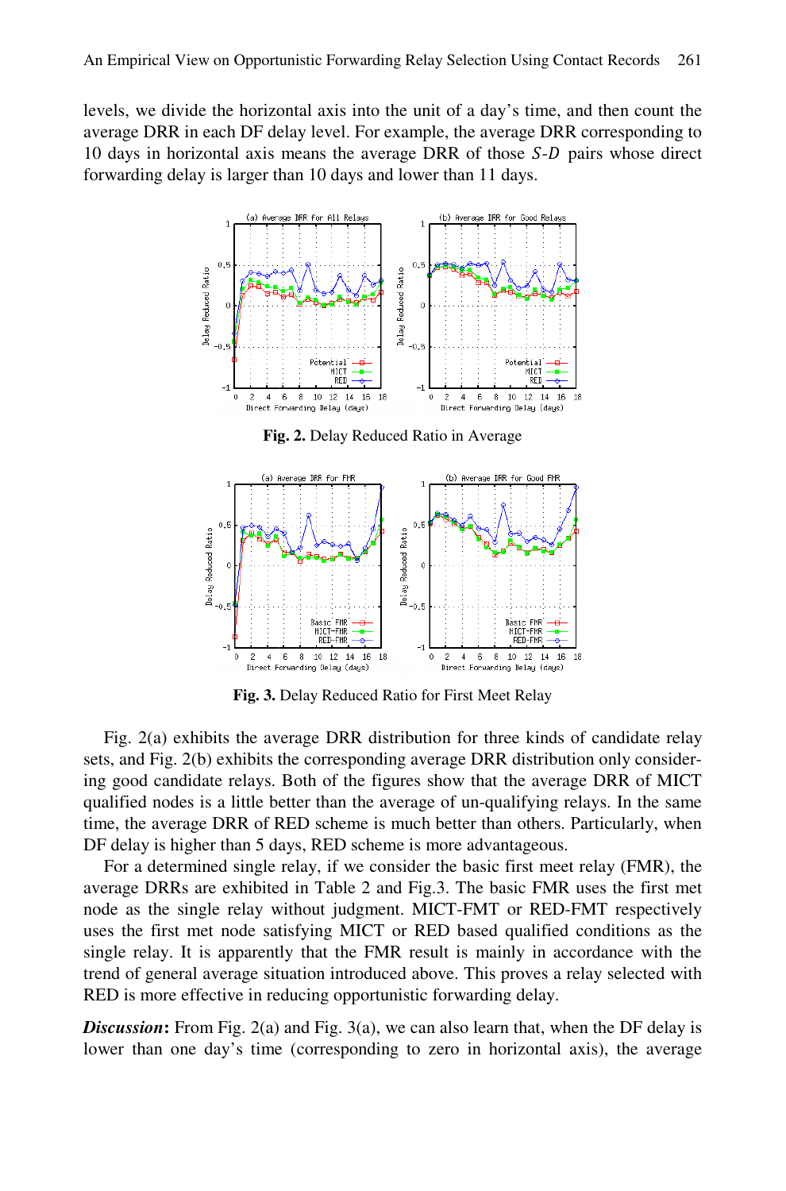levels, we divide the horizontal axis into the unit of a day's time, and then count the average DRR in each DF delay level. For example, the average DRR corresponding to 10 days in horizontal axis means the average DRR of those $S$-$D$ pairs whose direct forwarding delay is larger than 10 days and lower than 11 days.

**Fig. 2.** Delay Reduced Ratio in Average

**Fig. 3.** Delay Reduced Ratio for First Meet Relay

Fig. 2(a) exhibits the average DRR distribution for three kinds of candidate relay sets, and Fig. 2(b) exhibits the corresponding average DRR distribution only considering good candidate relays. Both of the figures show that the average DRR of MICT qualified nodes is a little better than the average of un-qualifying relays. In the same time, the average DRR of RED scheme is much better than others. Particularly, when DF delay is higher than 5 days, RED scheme is more advantageous.

For a determined single relay, if we consider the basic first meet relay (FMR), the average DRRs are exhibited in Table 2 and Fig.3. The basic FMR uses the first met node as the single relay without judgment. MICT-FMT or RED-FMT respectively uses the first met node satisfying MICT or RED based qualified conditions as the single relay. It is apparently that the FMR result is mainly in accordance with the trend of general average situation introduced above. This proves a relay selected with RED is more effective in reducing opportunistic forwarding delay.

***Discussion*:** From Fig. 2(a) and Fig. 3(a), we can also learn that, when the DF delay is lower than one day's time (corresponding to zero in horizontal axis), the average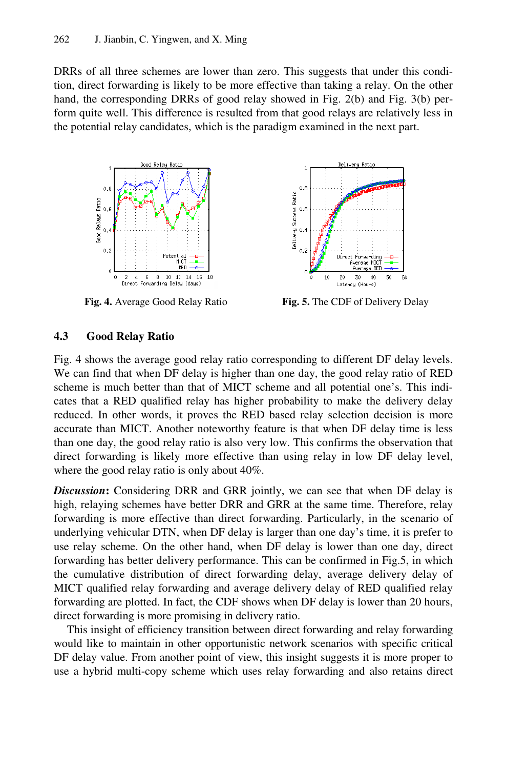DRRs of all three schemes are lower than zero. This suggests that under this condition, direct forwarding is likely to be more effective than taking a relay. On the other hand, the corresponding DRRs of good relay showed in Fig. 2(b) and Fig. 3(b) perform quite well. This difference is resulted from that good relays are relatively less in the potential relay candidates, which is the paradigm examined in the next part.

**Fig. 4.** Average Good Relay Ratio

**Fig. 5.** The CDF of Delivery Delay

### 4.3 Good Relay Ratio

Fig. 4 shows the average good relay ratio corresponding to different DF delay levels. We can find that when DF delay is higher than one day, the good relay ratio of RED scheme is much better than that of MICT scheme and all potential one's. This indicates that a RED qualified relay has higher probability to make the delivery delay reduced. In other words, it proves the RED based relay selection decision is more accurate than MICT. Another noteworthy feature is that when DF delay time is less than one day, the good relay ratio is also very low. This confirms the observation that direct forwarding is likely more effective than using relay in low DF delay level, where the good relay ratio is only about 40%.

***Discussion*:** Considering DRR and GRR jointly, we can see that when DF delay is high, relaying schemes have better DRR and GRR at the same time. Therefore, relay forwarding is more effective than direct forwarding. Particularly, in the scenario of underlying vehicular DTN, when DF delay is larger than one day's time, it is prefer to use relay scheme. On the other hand, when DF delay is lower than one day, direct forwarding has better delivery performance. This can be confirmed in Fig.5, in which the cumulative distribution of direct forwarding delay, average delivery delay of MICT qualified relay forwarding and average delivery delay of RED qualified relay forwarding are plotted. In fact, the CDF shows when DF delay is lower than 20 hours, direct forwarding is more promising in delivery ratio.

This insight of efficiency transition between direct forwarding and relay forwarding would like to maintain in other opportunistic network scenarios with specific critical DF delay value. From another point of view, this insight suggests it is more proper to use a hybrid multi-copy scheme which uses relay forwarding and also retains direct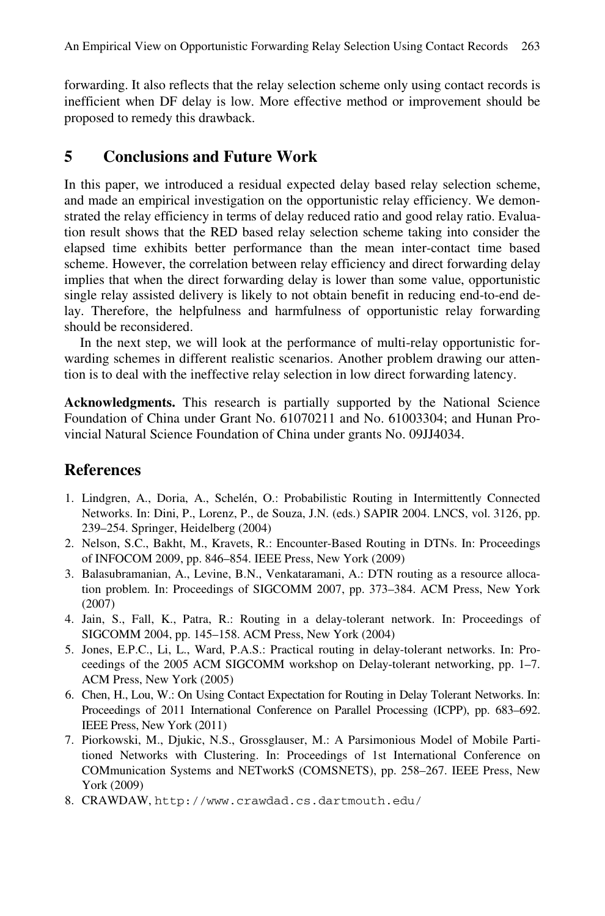forwarding. It also reflects that the relay selection scheme only using contact records is inefficient when DF delay is low. More effective method or improvement should be proposed to remedy this drawback.

## 5 Conclusions and Future Work

In this paper, we introduced a residual expected delay based relay selection scheme, and made an empirical investigation on the opportunistic relay efficiency. We demonstrated the relay efficiency in terms of delay reduced ratio and good relay ratio. Evaluation result shows that the RED based relay selection scheme taking into consider the elapsed time exhibits better performance than the mean inter-contact time based scheme. However, the correlation between relay efficiency and direct forwarding delay implies that when the direct forwarding delay is lower than some value, opportunistic single relay assisted delivery is likely to not obtain benefit in reducing end-to-end delay. Therefore, the helpfulness and harmfulness of opportunistic relay forwarding should be reconsidered.

In the next step, we will look at the performance of multi-relay opportunistic forwarding schemes in different realistic scenarios. Another problem drawing our attention is to deal with the ineffective relay selection in low direct forwarding latency.

**Acknowledgments.** This research is partially supported by the National Science Foundation of China under Grant No. 61070211 and No. 61003304; and Hunan Provincial Natural Science Foundation of China under grants No. 09JJ4034.

## References

1. Lindgren, A., Doria, A., Schelén, O.: Probabilistic Routing in Intermittently Connected Networks. In: Dini, P., Lorenz, P., de Souza, J.N. (eds.) SAPIR 2004. LNCS, vol. 3126, pp. 239–254. Springer, Heidelberg (2004)
2. Nelson, S.C., Bakht, M., Kravets, R.: Encounter-Based Routing in DTNs. In: Proceedings of INFOCOM 2009, pp. 846–854. IEEE Press, New York (2009)
3. Balasubramanian, A., Levine, B.N., Venkataramani, A.: DTN routing as a resource allocation problem. In: Proceedings of SIGCOMM 2007, pp. 373–384. ACM Press, New York (2007)
4. Jain, S., Fall, K., Patra, R.: Routing in a delay-tolerant network. In: Proceedings of SIGCOMM 2004, pp. 145–158. ACM Press, New York (2004)
5. Jones, E.P.C., Li, L., Ward, P.A.S.: Practical routing in delay-tolerant networks. In: Proceedings of the 2005 ACM SIGCOMM workshop on Delay-tolerant networking, pp. 1–7. ACM Press, New York (2005)
6. Chen, H., Lou, W.: On Using Contact Expectation for Routing in Delay Tolerant Networks. In: Proceedings of 2011 International Conference on Parallel Processing (ICPP), pp. 683–692. IEEE Press, New York (2011)
7. Piorkowski, M., Djukic, N.S., Grossglauser, M.: A Parsimonious Model of Mobile Partitioned Networks with Clustering. In: Proceedings of 1st International Conference on COMmunication Systems and NETworkS (COMSNETS), pp. 258–267. IEEE Press, New York (2009)
8. CRAWDAW, http://www.crawdad.cs.dartmouth.edu/